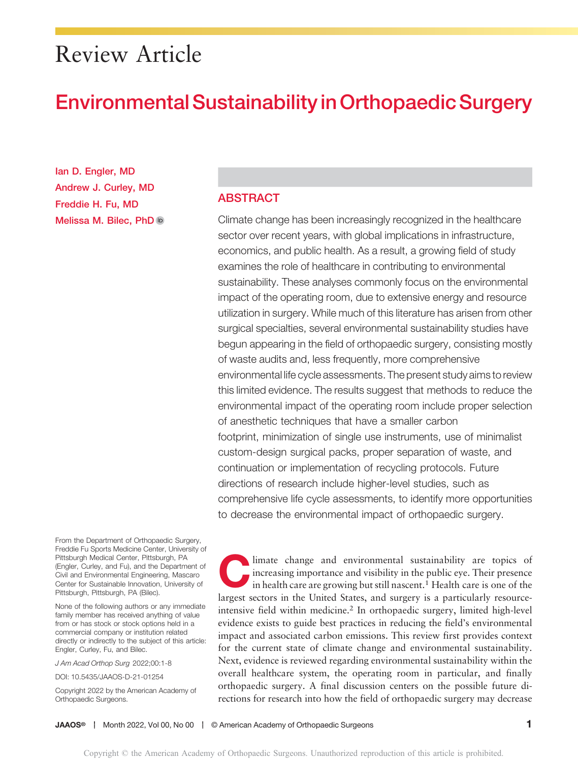Review Article

# Environmental Sustainability in Orthopaedic Surgery

Ian D. Engler, MD
Andrew J. Curley, MD
Freddie H. Fu, MD
Melissa M. Bilec, PhD

## ABSTRACT

Climate change has been increasingly recognized in the healthcare sector over recent years, with global implications in infrastructure, economics, and public health. As a result, a growing field of study examines the role of healthcare in contributing to environmental sustainability. These analyses commonly focus on the environmental impact of the operating room, due to extensive energy and resource utilization in surgery. While much of this literature has arisen from other surgical specialties, several environmental sustainability studies have begun appearing in the field of orthopaedic surgery, consisting mostly of waste audits and, less frequently, more comprehensive environmental life cycle assessments. The present study aims to review this limited evidence. The results suggest that methods to reduce the environmental impact of the operating room include proper selection of anesthetic techniques that have a smaller carbon footprint, minimization of single use instruments, use of minimalist custom-design surgical packs, proper separation of waste, and continuation or implementation of recycling protocols. Future directions of research include higher-level studies, such as comprehensive life cycle assessments, to identify more opportunities to decrease the environmental impact of orthopaedic surgery.

From the Department of Orthopaedic Surgery, Freddie Fu Sports Medicine Center, University of Pittsburgh Medical Center, Pittsburgh, PA (Engler, Curley, and Fu), and the Department of Civil and Environmental Engineering, Mascaro Center for Sustainable Innovation, University of Pittsburgh, Pittsburgh, PA (Bilec).

None of the following authors or any immediate family member has received anything of value from or has stock or stock options held in a commercial company or institution related directly or indirectly to the subject of this article: Engler, Curley, Fu, and Bilec.

*J Am Acad Orthop Surg* 2022;00:1-8

DOI: 10.5435/JAAOS-D-21-01254

Copyright 2022 by the American Academy of Orthopaedic Surgeons.

Climate change and environmental sustainability are topics of increasing importance and visibility in the public eye. Their presence in health care are growing but still nascent.[1] Health care is one of the largest sectors in the United States, and surgery is a particularly resource-intensive field within medicine.[2] In orthopaedic surgery, limited high-level evidence exists to guide best practices in reducing the field's environmental impact and associated carbon emissions. This review first provides context for the current state of climate change and environmental sustainability. Next, evidence is reviewed regarding environmental sustainability within the overall healthcare system, the operating room in particular, and finally orthopaedic surgery. A final discussion centers on the possible future directions for research into how the field of orthopaedic surgery may decrease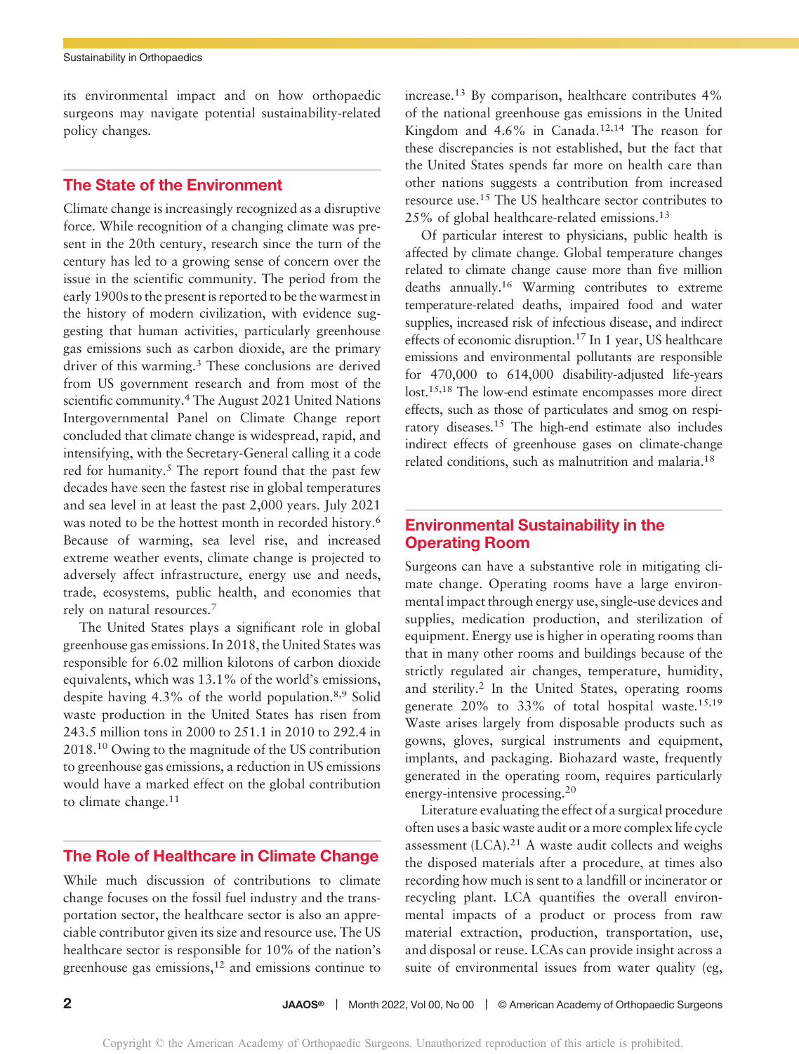its environmental impact and on how orthopaedic surgeons may navigate potential sustainability-related policy changes.

## The State of the Environment

Climate change is increasingly recognized as a disruptive force. While recognition of a changing climate was present in the 20th century, research since the turn of the century has led to a growing sense of concern over the issue in the scientific community. The period from the early 1900s to the present is reported to be the warmest in the history of modern civilization, with evidence suggesting that human activities, particularly greenhouse gas emissions such as carbon dioxide, are the primary driver of this warming.[3] These conclusions are derived from US government research and from most of the scientific community.[4] The August 2021 United Nations Intergovernmental Panel on Climate Change report concluded that climate change is widespread, rapid, and intensifying, with the Secretary-General calling it a code red for humanity.[5] The report found that the past few decades have seen the fastest rise in global temperatures and sea level in at least the past 2,000 years. July 2021 was noted to be the hottest month in recorded history.[6] Because of warming, sea level rise, and increased extreme weather events, climate change is projected to adversely affect infrastructure, energy use and needs, trade, ecosystems, public health, and economies that rely on natural resources.[7]

The United States plays a significant role in global greenhouse gas emissions. In 2018, the United States was responsible for 6.02 million kilotons of carbon dioxide equivalents, which was 13.1% of the world's emissions, despite having 4.3% of the world population.[8,9] Solid waste production in the United States has risen from 243.5 million tons in 2000 to 251.1 in 2010 to 292.4 in 2018.[10] Owing to the magnitude of the US contribution to greenhouse gas emissions, a reduction in US emissions would have a marked effect on the global contribution to climate change.[11]

## The Role of Healthcare in Climate Change

While much discussion of contributions to climate change focuses on the fossil fuel industry and the transportation sector, the healthcare sector is also an appreciable contributor given its size and resource use. The US healthcare sector is responsible for 10% of the nation's greenhouse gas emissions,[12] and emissions continue to increase.[13] By comparison, healthcare contributes 4% of the national greenhouse gas emissions in the United Kingdom and 4.6% in Canada.[12,14] The reason for these discrepancies is not established, but the fact that the United States spends far more on health care than other nations suggests a contribution from increased resource use.[15] The US healthcare sector contributes to 25% of global healthcare-related emissions.[13]

Of particular interest to physicians, public health is affected by climate change. Global temperature changes related to climate change cause more than five million deaths annually.[16] Warming contributes to extreme temperature-related deaths, impaired food and water supplies, increased risk of infectious disease, and indirect effects of economic disruption.[17] In 1 year, US healthcare emissions and environmental pollutants are responsible for 470,000 to 614,000 disability-adjusted life-years lost.[15,18] The low-end estimate encompasses more direct effects, such as those of particulates and smog on respiratory diseases.[15] The high-end estimate also includes indirect effects of greenhouse gases on climate-change related conditions, such as malnutrition and malaria.[18]

## Environmental Sustainability in the Operating Room

Surgeons can have a substantive role in mitigating climate change. Operating rooms have a large environmental impact through energy use, single-use devices and supplies, medication production, and sterilization of equipment. Energy use is higher in operating rooms than that in many other rooms and buildings because of the strictly regulated air changes, temperature, humidity, and sterility.[2] In the United States, operating rooms generate 20% to 33% of total hospital waste.[15,19] Waste arises largely from disposable products such as gowns, gloves, surgical instruments and equipment, implants, and packaging. Biohazard waste, frequently generated in the operating room, requires particularly energy-intensive processing.[20]

Literature evaluating the effect of a surgical procedure often uses a basic waste audit or a more complex life cycle assessment (LCA).[21] A waste audit collects and weighs the disposed materials after a procedure, at times also recording how much is sent to a landfill or incinerator or recycling plant. LCA quantifies the overall environmental impacts of a product or process from raw material extraction, production, transportation, use, and disposal or reuse. LCAs can provide insight across a suite of environmental issues from water quality (eg,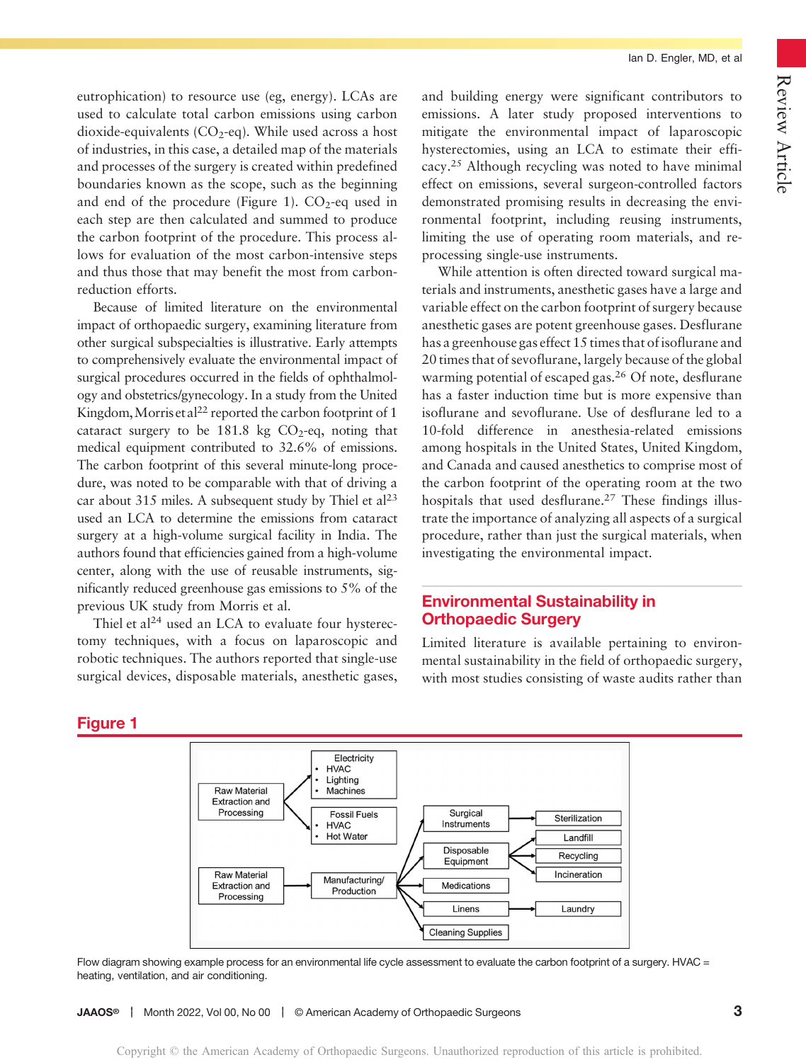eutrophication) to resource use (eg, energy). LCAs are used to calculate total carbon emissions using carbon dioxide-equivalents ($CO_2$-eq). While used across a host of industries, in this case, a detailed map of the materials and processes of the surgery is created within predefined boundaries known as the scope, such as the beginning and end of the procedure (Figure 1). $CO_2$-eq used in each step are then calculated and summed to produce the carbon footprint of the procedure. This process allows for evaluation of the most carbon-intensive steps and thus those that may benefit the most from carbon-reduction efforts.

Because of limited literature on the environmental impact of orthopaedic surgery, examining literature from other surgical subspecialties is illustrative. Early attempts to comprehensively evaluate the environmental impact of surgical procedures occurred in the fields of ophthalmology and obstetrics/gynecology. In a study from the United Kingdom, Morris et al[22] reported the carbon footprint of 1 cataract surgery to be 181.8 kg $CO_2$-eq, noting that medical equipment contributed to 32.6% of emissions. The carbon footprint of this several minute-long procedure, was noted to be comparable with that of driving a car about 315 miles. A subsequent study by Thiel et al[23] used an LCA to determine the emissions from cataract surgery at a high-volume surgical facility in India. The authors found that efficiencies gained from a high-volume center, along with the use of reusable instruments, significantly reduced greenhouse gas emissions to 5% of the previous UK study from Morris et al.

Thiel et al[24] used an LCA to evaluate four hysterectomy techniques, with a focus on laparoscopic and robotic techniques. The authors reported that single-use surgical devices, disposable materials, anesthetic gases, and building energy were significant contributors to emissions. A later study proposed interventions to mitigate the environmental impact of laparoscopic hysterectomies, using an LCA to estimate their efficacy.[25] Although recycling was noted to have minimal effect on emissions, several surgeon-controlled factors demonstrated promising results in decreasing the environmental footprint, including reusing instruments, limiting the use of operating room materials, and reprocessing single-use instruments.

While attention is often directed toward surgical materials and instruments, anesthetic gases have a large and variable effect on the carbon footprint of surgery because anesthetic gases are potent greenhouse gases. Desflurane has a greenhouse gas effect 15 times that of isoflurane and 20 times that of sevoflurane, largely because of the global warming potential of escaped gas.[26] Of note, desflurane has a faster induction time but is more expensive than isoflurane and sevoflurane. Use of desflurane led to a 10-fold difference in anesthesia-related emissions among hospitals in the United States, United Kingdom, and Canada and caused anesthetics to comprise most of the carbon footprint of the operating room at the two hospitals that used desflurane.[27] These findings illustrate the importance of analyzing all aspects of a surgical procedure, rather than just the surgical materials, when investigating the environmental impact.

## Environmental Sustainability in Orthopaedic Surgery

Limited literature is available pertaining to environmental sustainability in the field of orthopaedic surgery, with most studies consisting of waste audits rather than

**Figure 1**

Flow diagram showing example process for an environmental life cycle assessment to evaluate the carbon footprint of a surgery. HVAC = heating, ventilation, and air conditioning.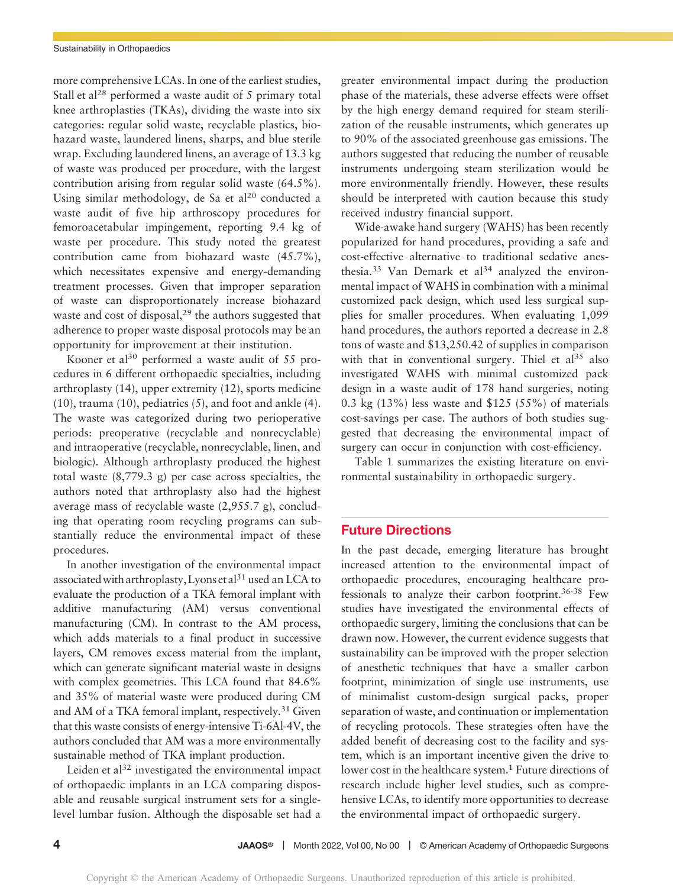more comprehensive LCAs. In one of the earliest studies, Stall et al[28] performed a waste audit of 5 primary total knee arthroplasties (TKAs), dividing the waste into six categories: regular solid waste, recyclable plastics, biohazard waste, laundered linens, sharps, and blue sterile wrap. Excluding laundered linens, an average of 13.3 kg of waste was produced per procedure, with the largest contribution arising from regular solid waste (64.5%). Using similar methodology, de Sa et al[20] conducted a waste audit of five hip arthroscopy procedures for femoroacetabular impingement, reporting 9.4 kg of waste per procedure. This study noted the greatest contribution came from biohazard waste (45.7%), which necessitates expensive and energy-demanding treatment processes. Given that improper separation of waste can disproportionately increase biohazard waste and cost of disposal,[29] the authors suggested that adherence to proper waste disposal protocols may be an opportunity for improvement at their institution.

Kooner et al[30] performed a waste audit of 55 procedures in 6 different orthopaedic specialties, including arthroplasty (14), upper extremity (12), sports medicine (10), trauma (10), pediatrics (5), and foot and ankle (4). The waste was categorized during two perioperative periods: preoperative (recyclable and nonrecyclable) and intraoperative (recyclable, nonrecyclable, linen, and biologic). Although arthroplasty produced the highest total waste (8,779.3 g) per case across specialties, the authors noted that arthroplasty also had the highest average mass of recyclable waste (2,955.7 g), concluding that operating room recycling programs can substantially reduce the environmental impact of these procedures.

In another investigation of the environmental impact associated with arthroplasty, Lyons et al[31] used an LCA to evaluate the production of a TKA femoral implant with additive manufacturing (AM) versus conventional manufacturing (CM). In contrast to the AM process, which adds materials to a final product in successive layers, CM removes excess material from the implant, which can generate significant material waste in designs with complex geometries. This LCA found that 84.6% and 35% of material waste were produced during CM and AM of a TKA femoral implant, respectively.[31] Given that this waste consists of energy-intensive Ti-6Al-4V, the authors concluded that AM was a more environmentally sustainable method of TKA implant production.

Leiden et al[32] investigated the environmental impact of orthopaedic implants in an LCA comparing disposable and reusable surgical instrument sets for a single-level lumbar fusion. Although the disposable set had a greater environmental impact during the production phase of the materials, these adverse effects were offset by the high energy demand required for steam sterilization of the reusable instruments, which generates up to 90% of the associated greenhouse gas emissions. The authors suggested that reducing the number of reusable instruments undergoing steam sterilization would be more environmentally friendly. However, these results should be interpreted with caution because this study received industry financial support.

Wide-awake hand surgery (WAHS) has been recently popularized for hand procedures, providing a safe and cost-effective alternative to traditional sedative anesthesia.[33] Van Demark et al[34] analyzed the environmental impact of WAHS in combination with a minimal customized pack design, which used less surgical supplies for smaller procedures. When evaluating 1,099 hand procedures, the authors reported a decrease in 2.8 tons of waste and $13,250.42 of supplies in comparison with that in conventional surgery. Thiel et al[35] also investigated WAHS with minimal customized pack design in a waste audit of 178 hand surgeries, noting 0.3 kg (13%) less waste and $125 (55%) of materials cost-savings per case. The authors of both studies suggested that decreasing the environmental impact of surgery can occur in conjunction with cost-efficiency.

Table 1 summarizes the existing literature on environmental sustainability in orthopaedic surgery.

## Future Directions

In the past decade, emerging literature has brought increased attention to the environmental impact of orthopaedic procedures, encouraging healthcare professionals to analyze their carbon footprint.[36-38] Few studies have investigated the environmental effects of orthopaedic surgery, limiting the conclusions that can be drawn now. However, the current evidence suggests that sustainability can be improved with the proper selection of anesthetic techniques that have a smaller carbon footprint, minimization of single use instruments, use of minimalist custom-design surgical packs, proper separation of waste, and continuation or implementation of recycling protocols. These strategies often have the added benefit of decreasing cost to the facility and system, which is an important incentive given the drive to lower cost in the healthcare system.[1] Future directions of research include higher level studies, such as comprehensive LCAs, to identify more opportunities to decrease the environmental impact of orthopaedic surgery.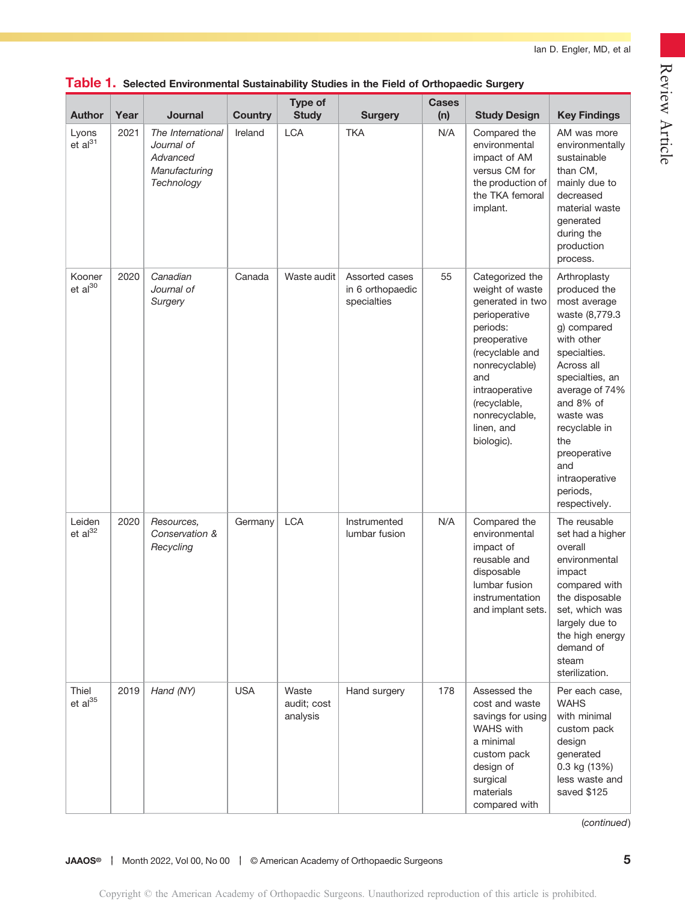**Table 1.** Selected Environmental Sustainability Studies in the Field of Orthopaedic Surgery

| Author | Year | Journal | Country | Type of Study | Surgery | Cases (n) | Study Design | Key Findings |
|---|---|---|---|---|---|---|---|---|
| Lyons et al[31] | 2021 | *The International Journal of Advanced Manufacturing Technology* | Ireland | LCA | TKA | N/A | Compared the environmental impact of AM versus CM for the production of the TKA femoral implant. | AM was more environmentally sustainable than CM, mainly due to decreased material waste generated during the production process. |
| Kooner et al[30] | 2020 | *Canadian Journal of Surgery* | Canada | Waste audit | Assorted cases in 6 orthopaedic specialties | 55 | Categorized the weight of waste generated in two perioperative periods: preoperative (recyclable and nonrecyclable) and intraoperative (recyclable, nonrecyclable, linen, and biologic). | Arthroplasty produced the most average waste (8,779.3 g) compared with other specialties. Across all specialties, an average of 74% and 8% of waste was recyclable in the preoperative and intraoperative periods, respectively. |
| Leiden et al[32] | 2020 | *Resources, Conservation & Recycling* | Germany | LCA | Instrumented lumbar fusion | N/A | Compared the environmental impact of reusable and disposable lumbar fusion instrumentation and implant sets. | The reusable set had a higher overall environmental impact compared with the disposable set, which was largely due to the high energy demand of steam sterilization. |
| Thiel et al[35] | 2019 | *Hand (NY)* | USA | Waste audit; cost analysis | Hand surgery | 178 | Assessed the cost and waste savings for using WAHS with a minimal custom pack design of surgical materials compared with | Per each case, WAHS with minimal custom pack design generated 0.3 kg (13%) less waste and saved $125 |

(*continued*)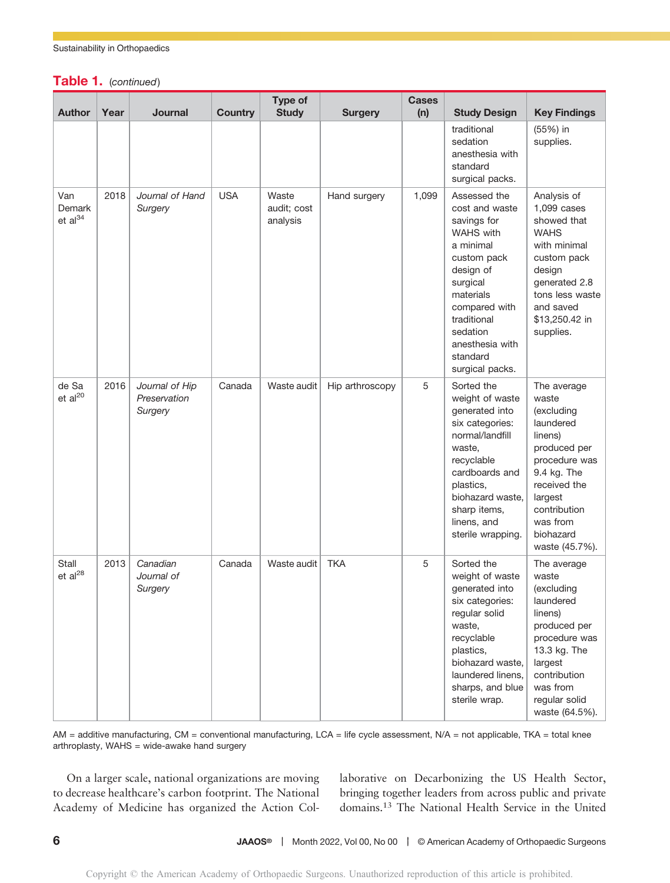**Table 1.** *(continued)*

| Author | Year | Journal | Country | Type of Study | Surgery | Cases (n) | Study Design | Key Findings |
|---|---|---|---|---|---|---|---|---|
| | | | | | | | traditional sedation anesthesia with standard surgical packs. | (55%) in supplies. |
| Van Demark et al[34] | 2018 | *Journal of Hand Surgery* | USA | Waste audit; cost analysis | Hand surgery | 1,099 | Assessed the cost and waste savings for WAHS with a minimal custom pack design of surgical materials compared with traditional sedation anesthesia with standard surgical packs. | Analysis of 1,099 cases showed that WAHS with minimal custom pack design generated 2.8 tons less waste and saved $13,250.42 in supplies. |
| de Sa et al[20] | 2016 | *Journal of Hip Preservation Surgery* | Canada | Waste audit | Hip arthroscopy | 5 | Sorted the weight of waste generated into six categories: normal/landfill waste, recyclable cardboards and plastics, biohazard waste, sharp items, linens, and sterile wrapping. | The average waste (excluding laundered linens) produced per procedure was 9.4 kg. The received the largest contribution was from biohazard waste (45.7%). |
| Stall et al[28] | 2013 | *Canadian Journal of Surgery* | Canada | Waste audit | TKA | 5 | Sorted the weight of waste generated into six categories: regular solid waste, recyclable plastics, biohazard waste, laundered linens, sharps, and blue sterile wrap. | The average waste (excluding laundered linens) produced per procedure was 13.3 kg. The largest contribution was from regular solid waste (64.5%). |

AM = additive manufacturing, CM = conventional manufacturing, LCA = life cycle assessment, N/A = not applicable, TKA = total knee arthroplasty, WAHS = wide-awake hand surgery

On a larger scale, national organizations are moving to decrease healthcare's carbon footprint. The National Academy of Medicine has organized the Action Collaborative on Decarbonizing the US Health Sector, bringing together leaders from across public and private domains.[13] The National Health Service in the United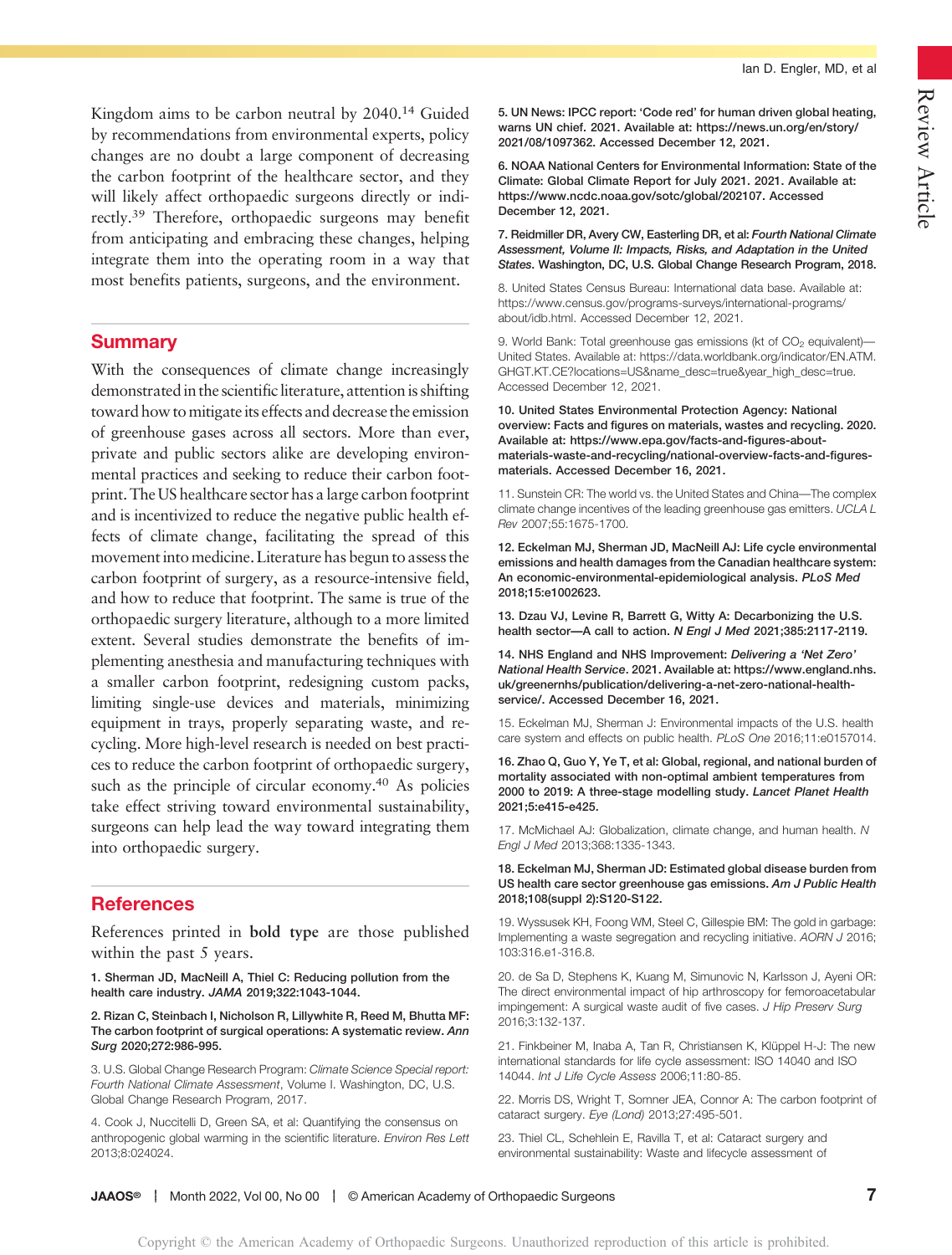Kingdom aims to be carbon neutral by 2040.[14] Guided by recommendations from environmental experts, policy changes are no doubt a large component of decreasing the carbon footprint of the healthcare sector, and they will likely affect orthopaedic surgeons directly or indirectly.[39] Therefore, orthopaedic surgeons may benefit from anticipating and embracing these changes, helping integrate them into the operating room in a way that most benefits patients, surgeons, and the environment.

## Summary

With the consequences of climate change increasingly demonstrated in the scientific literature, attention is shifting toward how to mitigate its effects and decrease the emission of greenhouse gases across all sectors. More than ever, private and public sectors alike are developing environmental practices and seeking to reduce their carbon footprint. The US healthcare sector has a large carbon footprint and is incentivized to reduce the negative public health effects of climate change, facilitating the spread of this movement into medicine. Literature has begun to assess the carbon footprint of surgery, as a resource-intensive field, and how to reduce that footprint. The same is true of the orthopaedic surgery literature, although to a more limited extent. Several studies demonstrate the benefits of implementing anesthesia and manufacturing techniques with a smaller carbon footprint, redesigning custom packs, limiting single-use devices and materials, minimizing equipment in trays, properly separating waste, and recycling. More high-level research is needed on best practices to reduce the carbon footprint of orthopaedic surgery, such as the principle of circular economy.[40] As policies take effect striving toward environmental sustainability, surgeons can help lead the way toward integrating them into orthopaedic surgery.

## References

References printed in **bold type** are those published within the past 5 years.

1. **Sherman JD, MacNeill A, Thiel C: Reducing pollution from the health care industry. *JAMA* 2019;322:1043-1044.**

2. **Rizan C, Steinbach I, Nicholson R, Lillywhite R, Reed M, Bhutta MF: The carbon footprint of surgical operations: A systematic review. *Ann Surg* 2020;272:986-995.**

3. U.S. Global Change Research Program: *Climate Science Special report: Fourth National Climate Assessment*, Volume I. Washington, DC, U.S. Global Change Research Program, 2017.

4. Cook J, Nuccitelli D, Green SA, et al: Quantifying the consensus on anthropogenic global warming in the scientific literature. *Environ Res Lett* 2013;8:024024.

5. **UN News: IPCC report: 'Code red' for human driven global heating, warns UN chief. 2021. Available at: https://news.un.org/en/story/2021/08/1097362. Accessed December 12, 2021.**

6. **NOAA National Centers for Environmental Information: State of the Climate: Global Climate Report for July 2021. 2021. Available at: https://www.ncdc.noaa.gov/sotc/global/202107. Accessed December 12, 2021.**

7. **Reidmiller DR, Avery CW, Easterling DR, et al: *Fourth National Climate Assessment, Volume II: Impacts, Risks, and Adaptation in the United States*. Washington, DC, U.S. Global Change Research Program, 2018.**

8. United States Census Bureau: International data base. Available at: https://www.census.gov/programs-surveys/international-programs/about/idb.html. Accessed December 12, 2021.

9. World Bank: Total greenhouse gas emissions (kt of $CO_2$ equivalent)—United States. Available at: https://data.worldbank.org/indicator/EN.ATM.GHGT.KT.CE?locations=US&name_desc=true&year_high_desc=true. Accessed December 12, 2021.

10. **United States Environmental Protection Agency: National overview: Facts and figures on materials, wastes and recycling. 2020. Available at: https://www.epa.gov/facts-and-figures-about-materials-waste-and-recycling/national-overview-facts-and-figures-materials. Accessed December 16, 2021.**

11. Sunstein CR: The world vs. the United States and China—The complex climate change incentives of the leading greenhouse gas emitters. *UCLA L Rev* 2007;55:1675-1700.

12. **Eckelman MJ, Sherman JD, MacNeill AJ: Life cycle environmental emissions and health damages from the Canadian healthcare system: An economic-environmental-epidemiological analysis. *PLoS Med* 2018;15:e1002623.**

13. **Dzau VJ, Levine R, Barrett G, Witty A: Decarbonizing the U.S. health sector—A call to action. *N Engl J Med* 2021;385:2117-2119.**

14. **NHS England and NHS Improvement: *Delivering a 'Net Zero' National Health Service*. 2021. Available at: https://www.england.nhs.uk/greenernhs/publication/delivering-a-net-zero-national-health-service/. Accessed December 16, 2021.**

15. Eckelman MJ, Sherman J: Environmental impacts of the U.S. health care system and effects on public health. *PLoS One* 2016;11:e0157014.

16. **Zhao Q, Guo Y, Ye T, et al: Global, regional, and national burden of mortality associated with non-optimal ambient temperatures from 2000 to 2019: A three-stage modelling study. *Lancet Planet Health* 2021;5:e415-e425.**

17. McMichael AJ: Globalization, climate change, and human health. *N Engl J Med* 2013;368:1335-1343.

18. **Eckelman MJ, Sherman JD: Estimated global disease burden from US health care sector greenhouse gas emissions. *Am J Public Health* 2018;108(suppl 2):S120-S122.**

19. Wyssusek KH, Foong WM, Steel C, Gillespie BM: The gold in garbage: Implementing a waste segregation and recycling initiative. *AORN J* 2016;103:316.e1-316.8.

20. de Sa D, Stephens K, Kuang M, Simunovic N, Karlsson J, Ayeni OR: The direct environmental impact of hip arthroscopy for femoroacetabular impingement: A surgical waste audit of five cases. *J Hip Preserv Surg* 2016;3:132-137.

21. Finkbeiner M, Inaba A, Tan R, Christiansen K, Klüppel H-J: The new international standards for life cycle assessment: ISO 14040 and ISO 14044. *Int J Life Cycle Assess* 2006;11:80-85.

22. Morris DS, Wright T, Somner JEA, Connor A: The carbon footprint of cataract surgery. *Eye (Lond)* 2013;27:495-501.

23. Thiel CL, Schehlein E, Ravilla T, et al: Cataract surgery and environmental sustainability: Waste and lifecycle assessment of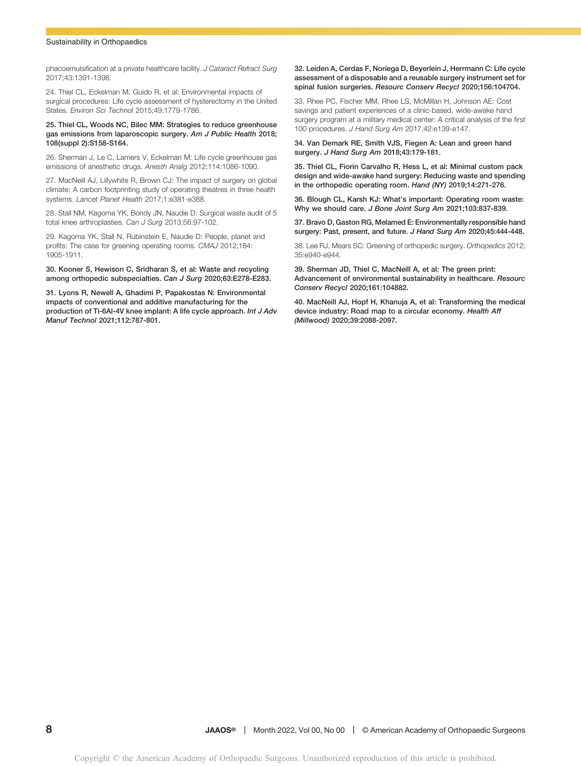phacoemulsification at a private healthcare facility. *J Cataract Refract Surg* 2017;43:1391-1398.

24. Thiel CL, Eckelman M, Guido R, et al: Environmental impacts of surgical procedures: Life cycle assessment of hysterectomy in the United States. *Environ Sci Technol* 2015;49:1779-1786.

**25. Thiel CL, Woods NC, Bilec MM: Strategies to reduce greenhouse gas emissions from laparoscopic surgery. *Am J Public Health* 2018; 108(suppl 2):S158-S164.**

26. Sherman J, Le C, Lamers V, Eckelman M: Life cycle greenhouse gas emissions of anesthetic drugs. *Anesth Analg* 2012;114:1086-1090.

27. MacNeill AJ, Lillywhite R, Brown CJ: The impact of surgery on global climate: A carbon footprinting study of operating theatres in three health systems. *Lancet Planet Health* 2017;1:e381-e388.

28. Stall NM, Kagoma YK, Bondy JN, Naudie D: Surgical waste audit of 5 total knee arthroplasties. *Can J Surg* 2013;56:97-102.

29. Kagoma YK, Stall N, Rubinstein E, Naudie D: People, planet and profits: The case for greening operating rooms. *CMAJ* 2012;184: 1905-1911.

**30. Kooner S, Hewison C, Sridharan S, et al: Waste and recycling among orthopedic subspecialties. *Can J Surg* 2020;63:E278-E283.**

**31. Lyons R, Newell A, Ghadimi P, Papakostas N: Environmental impacts of conventional and additive manufacturing for the production of Ti-6Al-4V knee implant: A life cycle approach. *Int J Adv Manuf Technol* 2021;112:787-801.**

**32. Leiden A, Cerdas F, Noriega D, Beyerlein J, Herrmann C: Life cycle assessment of a disposable and a reusable surgery instrument set for spinal fusion surgeries. *Resourc Conserv Recycl* 2020;156:104704.**

33. Rhee PC, Fischer MM, Rhee LS, McMillan H, Johnson AE: Cost savings and patient experiences of a clinic-based, wide-awake hand surgery program at a military medical center: A critical analysis of the first 100 procedures. *J Hand Surg Am* 2017;42:e139-e147.

**34. Van Demark RE, Smith VJS, Fiegen A: Lean and green hand surgery. *J Hand Surg Am* 2018;43:179-181.**

**35. Thiel CL, Fiorin Carvalho R, Hess L, et al: Minimal custom pack design and wide-awake hand surgery: Reducing waste and spending in the orthopedic operating room. *Hand (NY)* 2019;14:271-276.**

**36. Blough CL, Karsh KJ: What's important: Operating room waste: Why we should care. *J Bone Joint Surg Am* 2021;103:837-839.**

**37. Bravo D, Gaston RG, Melamed E: Environmentally responsible hand surgery: Past, present, and future. *J Hand Surg Am* 2020;45:444-448.**

38. Lee RJ, Mears SC: Greening of orthopedic surgery. *Orthopedics* 2012; 35:e940-e944.

**39. Sherman JD, Thiel C, MacNeill A, et al: The green print: Advancement of environmental sustainability in healthcare. *Resourc Conserv Recycl* 2020;161:104882.**

**40. MacNeill AJ, Hopf H, Khanuja A, et al: Transforming the medical device industry: Road map to a circular economy. *Health Aff (Millwood)* 2020;39:2088-2097.**